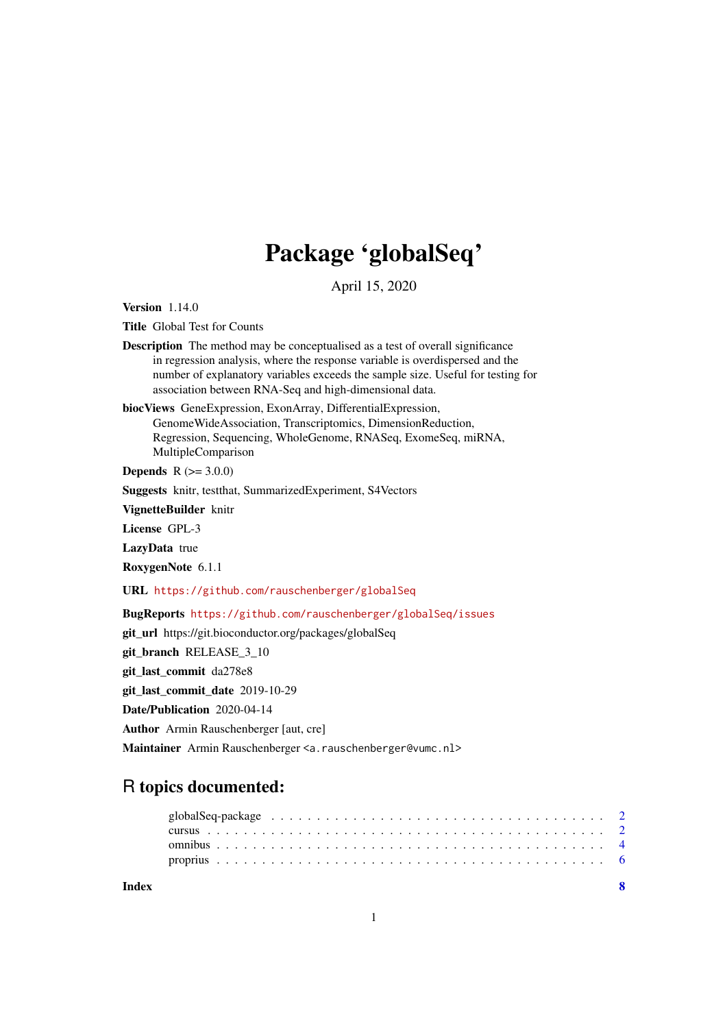# Package 'globalSeq'

April 15, 2020

**Version** 1.14.0

**Title** Global Test for Counts

**Description** The method may be conceptualised as a test of overall significance in regression analysis, where the response variable is overdispersed and the number of explanatory variables exceeds the sample size. Useful for testing for association between RNA-Seq and high-dimensional data.

**biocViews** GeneExpression, ExonArray, DifferentialExpression, GenomeWideAssociation, Transcriptomics, DimensionReduction, Regression, Sequencing, WholeGenome, RNASeq, ExomeSeq, miRNA, MultipleComparison

**Depends** R (>= 3.0.0)

**Suggests** knitr, testthat, SummarizedExperiment, S4Vectors

**VignetteBuilder** knitr

**License** GPL-3

**LazyData** true

**RoxygenNote** 6.1.1

**URL** https://github.com/rauschenberger/globalSeq

**BugReports** https://github.com/rauschenberger/globalSeq/issues

**git_url** https://git.bioconductor.org/packages/globalSeq

**git_branch** RELEASE_3_10

**git_last_commit** da278e8

**git_last_commit_date** 2019-10-29

**Date/Publication** 2020-04-14

**Author** Armin Rauschenberger [aut, cre]

**Maintainer** Armin Rauschenberger <a.rauschenberger@vumc.nl>

## R topics documented:

- globalSeq-package . . . . . . . . . . 2
- cursus . . . . . . . . . . 2
- omnibus . . . . . . . . . . 4
- proprius . . . . . . . . . . 6

**Index** **8**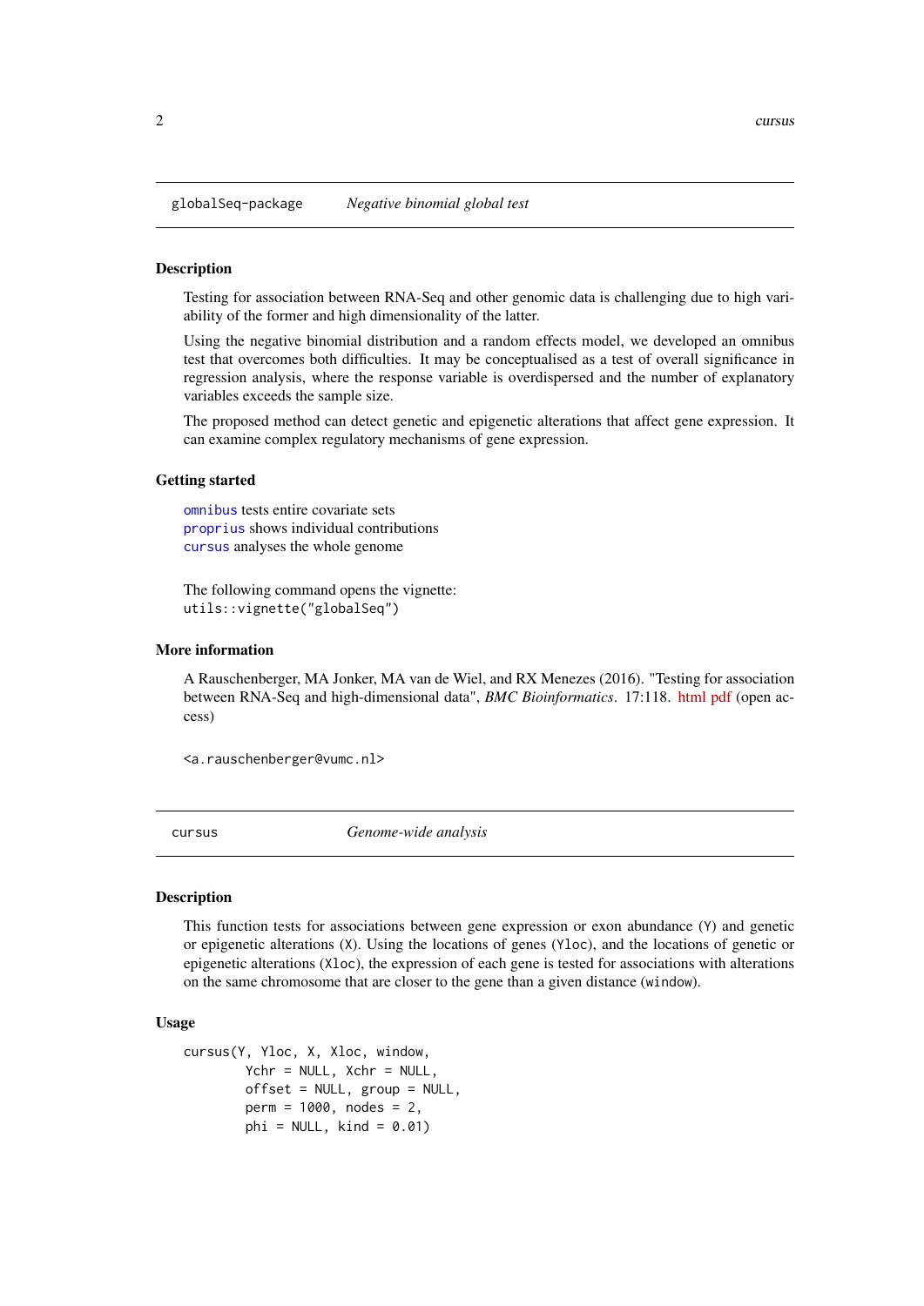## globalSeq-package    *Negative binomial global test*

### Description

Testing for association between RNA-Seq and other genomic data is challenging due to high variability of the former and high dimensionality of the latter.

Using the negative binomial distribution and a random effects model, we developed an omnibus test that overcomes both difficulties. It may be conceptualised as a test of overall significance in regression analysis, where the response variable is overdispersed and the number of explanatory variables exceeds the sample size.

The proposed method can detect genetic and epigenetic alterations that affect gene expression. It can examine complex regulatory mechanisms of gene expression.

### Getting started

`omnibus` tests entire covariate sets
`proprius` shows individual contributions
`cursus` analyses the whole genome

The following command opens the vignette:
`utils::vignette("globalSeq")`

### More information

A Rauschenberger, MA Jonker, MA van de Wiel, and RX Menezes (2016). "Testing for association between RNA-Seq and high-dimensional data", *BMC Bioinformatics*. 17:118. html pdf (open access)

<a.rauschenberger@vumc.nl>

## cursus    *Genome-wide analysis*

### Description

This function tests for associations between gene expression or exon abundance (`Y`) and genetic or epigenetic alterations (`X`). Using the locations of genes (`Yloc`), and the locations of genetic or epigenetic alterations (`Xloc`), the expression of each gene is tested for associations with alterations on the same chromosome that are closer to the gene than a given distance (`window`).

### Usage

```
cursus(Y, Yloc, X, Xloc, window,
       Ychr = NULL, Xchr = NULL,
       offset = NULL, group = NULL,
       perm = 1000, nodes = 2,
       phi = NULL, kind = 0.01)
```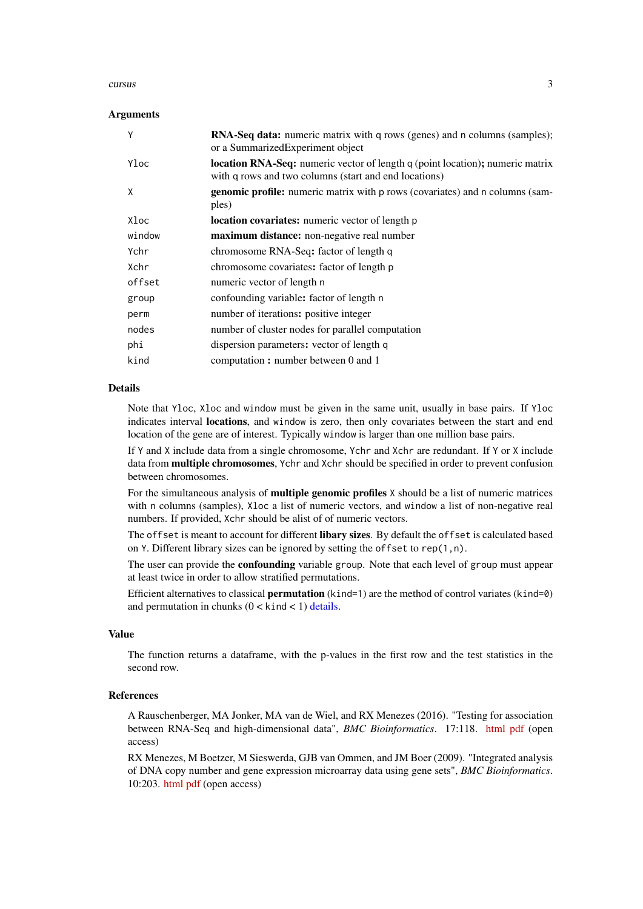### Arguments

| | |
|---|---|
| `Y` | **RNA-Seq data:** numeric matrix with `q` rows (genes) and `n` columns (samples); or a SummarizedExperiment object |
| `Yloc` | **location RNA-Seq:** numeric vector of length `q` (point location)**;** numeric matrix with `q` rows and two columns (start and end locations) |
| `X` | **genomic profile:** numeric matrix with `p` rows (covariates) and `n` columns (samples) |
| `Xloc` | **location covariates:** numeric vector of length `p` |
| `window` | **maximum distance:** non-negative real number |
| `Ychr` | chromosome RNA-Seq**:** factor of length `q` |
| `Xchr` | chromosome covariates**:** factor of length `p` |
| `offset` | numeric vector of length `n` |
| `group` | confounding variable**:** factor of length `n` |
| `perm` | number of iterations**:** positive integer |
| `nodes` | number of cluster nodes for parallel computation |
| `phi` | dispersion parameters**:** vector of length `q` |
| `kind` | computation **:** number between 0 and 1 |

### Details

Note that `Yloc`, `Xloc` and `window` must be given in the same unit, usually in base pairs. If `Yloc` indicates interval **locations**, and `window` is zero, then only covariates between the start and end location of the gene are of interest. Typically `window` is larger than one million base pairs.

If `Y` and `X` include data from a single chromosome, `Ychr` and `Xchr` are redundant. If `Y` or `X` include data from **multiple chromosomes**, `Ychr` and `Xchr` should be specified in order to prevent confusion between chromosomes.

For the simultaneous analysis of **multiple genomic profiles** `X` should be a list of numeric matrices with `n` columns (samples), `Xloc` a list of numeric vectors, and `window` a list of non-negative real numbers. If provided, `Xchr` should be alist of of numeric vectors.

The `offset` is meant to account for different **libary sizes**. By default the `offset` is calculated based on `Y`. Different library sizes can be ignored by setting the `offset` to `rep(1,n)`.

The user can provide the **confounding** variable `group`. Note that each level of `group` must appear at least twice in order to allow stratified permutations.

Efficient alternatives to classical **permutation** (`kind=1`) are the method of control variates (`kind=0`) and permutation in chunks ($0 <$ `kind` $< 1$) details.

### Value

The function returns a dataframe, with the p-values in the first row and the test statistics in the second row.

### References

A Rauschenberger, MA Jonker, MA van de Wiel, and RX Menezes (2016). "Testing for association between RNA-Seq and high-dimensional data", *BMC Bioinformatics*. 17:118. html pdf (open access)

RX Menezes, M Boetzer, M Sieswerda, GJB van Ommen, and JM Boer (2009). "Integrated analysis of DNA copy number and gene expression microarray data using gene sets", *BMC Bioinformatics*. 10:203. html pdf (open access)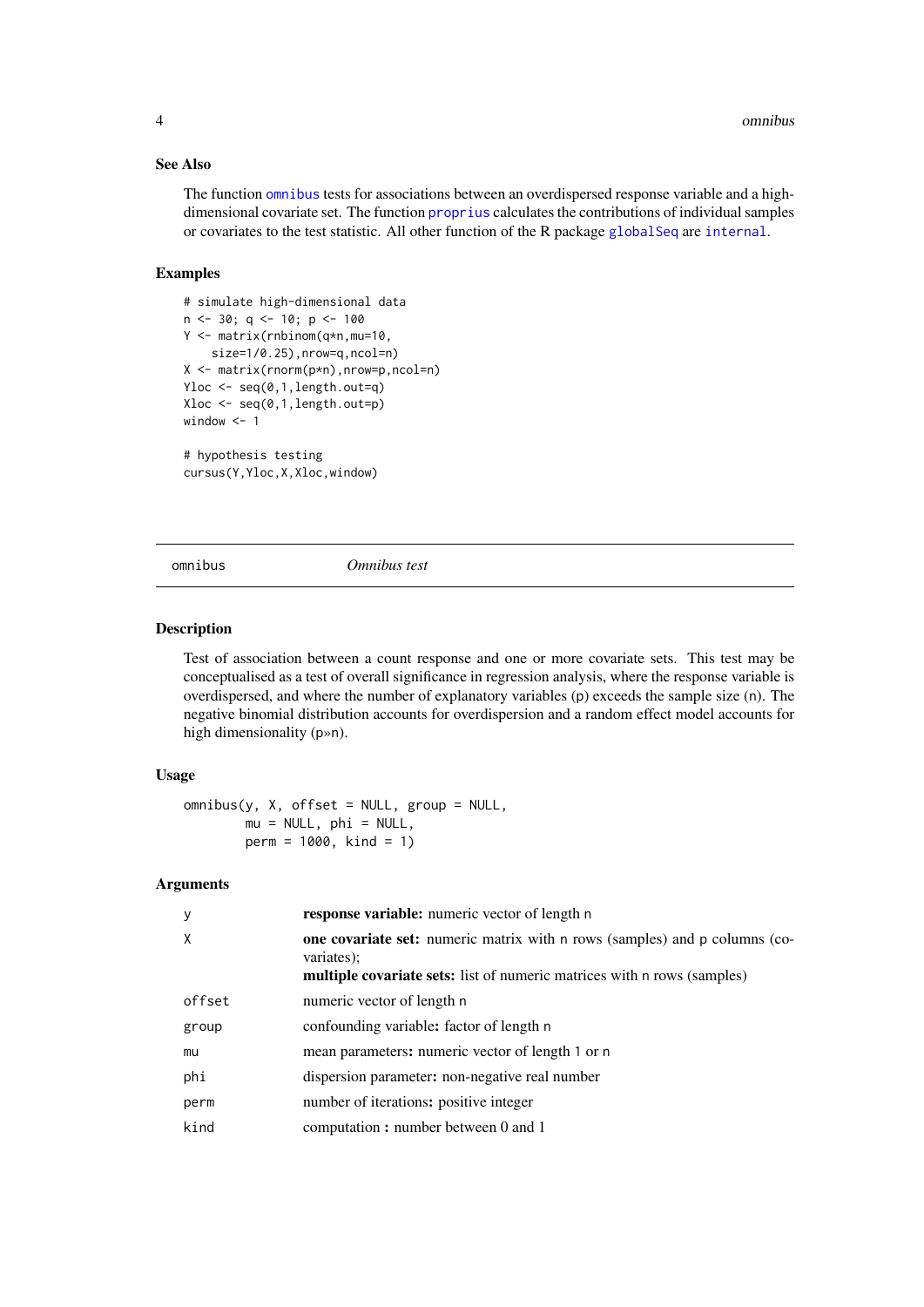### See Also

The function `omnibus` tests for associations between an overdispersed response variable and a high-dimensional covariate set. The function `proprius` calculates the contributions of individual samples or covariates to the test statistic. All other function of the R package `globalSeq` are `internal`.

### Examples

```
# simulate high-dimensional data
n <- 30; q <- 10; p <- 100
Y <- matrix(rnbinom(q*n,mu=10,
    size=1/0.25),nrow=q,ncol=n)
X <- matrix(rnorm(p*n),nrow=p,ncol=n)
Yloc <- seq(0,1,length.out=q)
Xloc <- seq(0,1,length.out=p)
window <- 1

# hypothesis testing
cursus(Y,Yloc,X,Xloc,window)
```

---

## omnibus *Omnibus test*

### Description

Test of association between a count response and one or more covariate sets. This test may be conceptualised as a test of overall significance in regression analysis, where the response variable is overdispersed, and where the number of explanatory variables (p) exceeds the sample size (n). The negative binomial distribution accounts for overdispersion and a random effect model accounts for high dimensionality (p»n).

### Usage

```
omnibus(y, X, offset = NULL, group = NULL,
        mu = NULL, phi = NULL,
        perm = 1000, kind = 1)
```

### Arguments

| | |
|---|---|
| `y` | **response variable:** numeric vector of length n |
| `X` | **one covariate set:** numeric matrix with n rows (samples) and p columns (covariates);<br>**multiple covariate sets:** list of numeric matrices with n rows (samples) |
| `offset` | numeric vector of length n |
| `group` | confounding variable**:** factor of length n |
| `mu` | mean parameters**:** numeric vector of length 1 or n |
| `phi` | dispersion parameter**:** non-negative real number |
| `perm` | number of iterations**:** positive integer |
| `kind` | computation **:** number between 0 and 1 |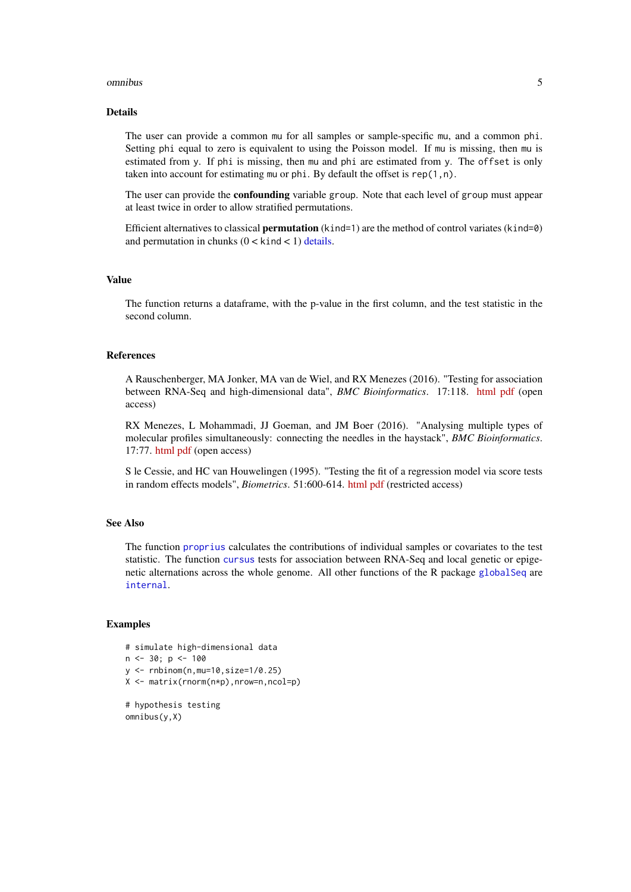## Details

The user can provide a common `mu` for all samples or sample-specific `mu`, and a common `phi`. Setting `phi` equal to zero is equivalent to using the Poisson model. If `mu` is missing, then `mu` is estimated from `y`. If `phi` is missing, then `mu` and `phi` are estimated from `y`. The `offset` is only taken into account for estimating `mu` or `phi`. By default the offset is `rep(1,n)`.

The user can provide the **confounding** variable `group`. Note that each level of `group` must appear at least twice in order to allow stratified permutations.

Efficient alternatives to classical **permutation** (`kind=1`) are the method of control variates (`kind=0`) and permutation in chunks ($0 <$ `kind` $< 1$) details.

## Value

The function returns a dataframe, with the p-value in the first column, and the test statistic in the second column.

## References

A Rauschenberger, MA Jonker, MA van de Wiel, and RX Menezes (2016). "Testing for association between RNA-Seq and high-dimensional data", *BMC Bioinformatics*. 17:118. html pdf (open access)

RX Menezes, L Mohammadi, JJ Goeman, and JM Boer (2016). "Analysing multiple types of molecular profiles simultaneously: connecting the needles in the haystack", *BMC Bioinformatics*. 17:77. html pdf (open access)

S le Cessie, and HC van Houwelingen (1995). "Testing the fit of a regression model via score tests in random effects models", *Biometrics*. 51:600-614. html pdf (restricted access)

## See Also

The function `proprius` calculates the contributions of individual samples or covariates to the test statistic. The function `cursus` tests for association between RNA-Seq and local genetic or epigenetic alternations across the whole genome. All other functions of the R package `globalSeq` are `internal`.

## Examples

```
# simulate high-dimensional data
n <- 30; p <- 100
y <- rnbinom(n,mu=10,size=1/0.25)
X <- matrix(rnorm(n*p),nrow=n,ncol=p)

# hypothesis testing
omnibus(y,X)
```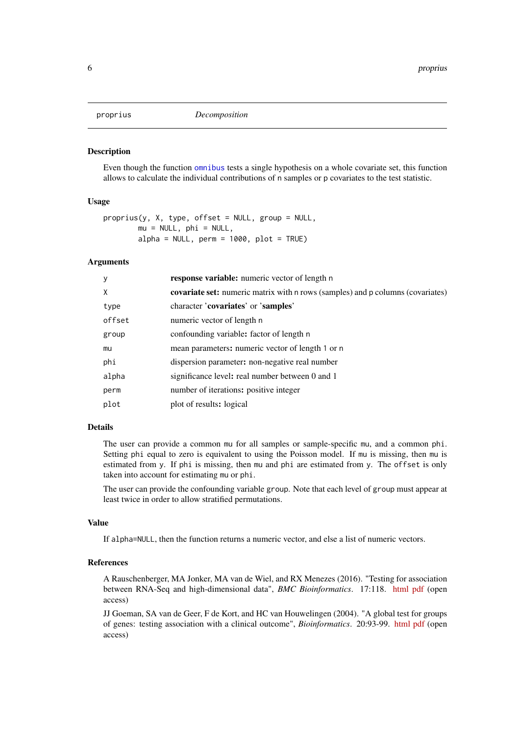proprius *Decomposition*

### Description

Even though the function `omnibus` tests a single hypothesis on a whole covariate set, this function allows to calculate the individual contributions of `n` samples or `p` covariates to the test statistic.

### Usage

```
proprius(y, X, type, offset = NULL, group = NULL,
        mu = NULL, phi = NULL,
        alpha = NULL, perm = 1000, plot = TRUE)
```

### Arguments

| | |
|---|---|
| `y` | **response variable:** numeric vector of length `n` |
| `X` | **covariate set:** numeric matrix with `n` rows (samples) and `p` columns (covariates) |
| `type` | character '**covariates**' or '**samples**' |
| `offset` | numeric vector of length `n` |
| `group` | confounding variable**:** factor of length `n` |
| `mu` | mean parameters**:** numeric vector of length `1` or `n` |
| `phi` | dispersion parameter**:** non-negative real number |
| `alpha` | significance level**:** real number between 0 and 1 |
| `perm` | number of iterations**:** positive integer |
| `plot` | plot of results**:** logical |

### Details

The user can provide a common `mu` for all samples or sample-specific `mu`, and a common `phi`. Setting `phi` equal to zero is equivalent to using the Poisson model. If `mu` is missing, then `mu` is estimated from `y`. If `phi` is missing, then `mu` and `phi` are estimated from `y`. The `offset` is only taken into account for estimating `mu` or `phi`.

The user can provide the confounding variable `group`. Note that each level of `group` must appear at least twice in order to allow stratified permutations.

### Value

If `alpha=NULL`, then the function returns a numeric vector, and else a list of numeric vectors.

### References

A Rauschenberger, MA Jonker, MA van de Wiel, and RX Menezes (2016). "Testing for association between RNA-Seq and high-dimensional data", *BMC Bioinformatics*. 17:118. html pdf (open access)

JJ Goeman, SA van de Geer, F de Kort, and HC van Houwelingen (2004). "A global test for groups of genes: testing association with a clinical outcome", *Bioinformatics*. 20:93-99. html pdf (open access)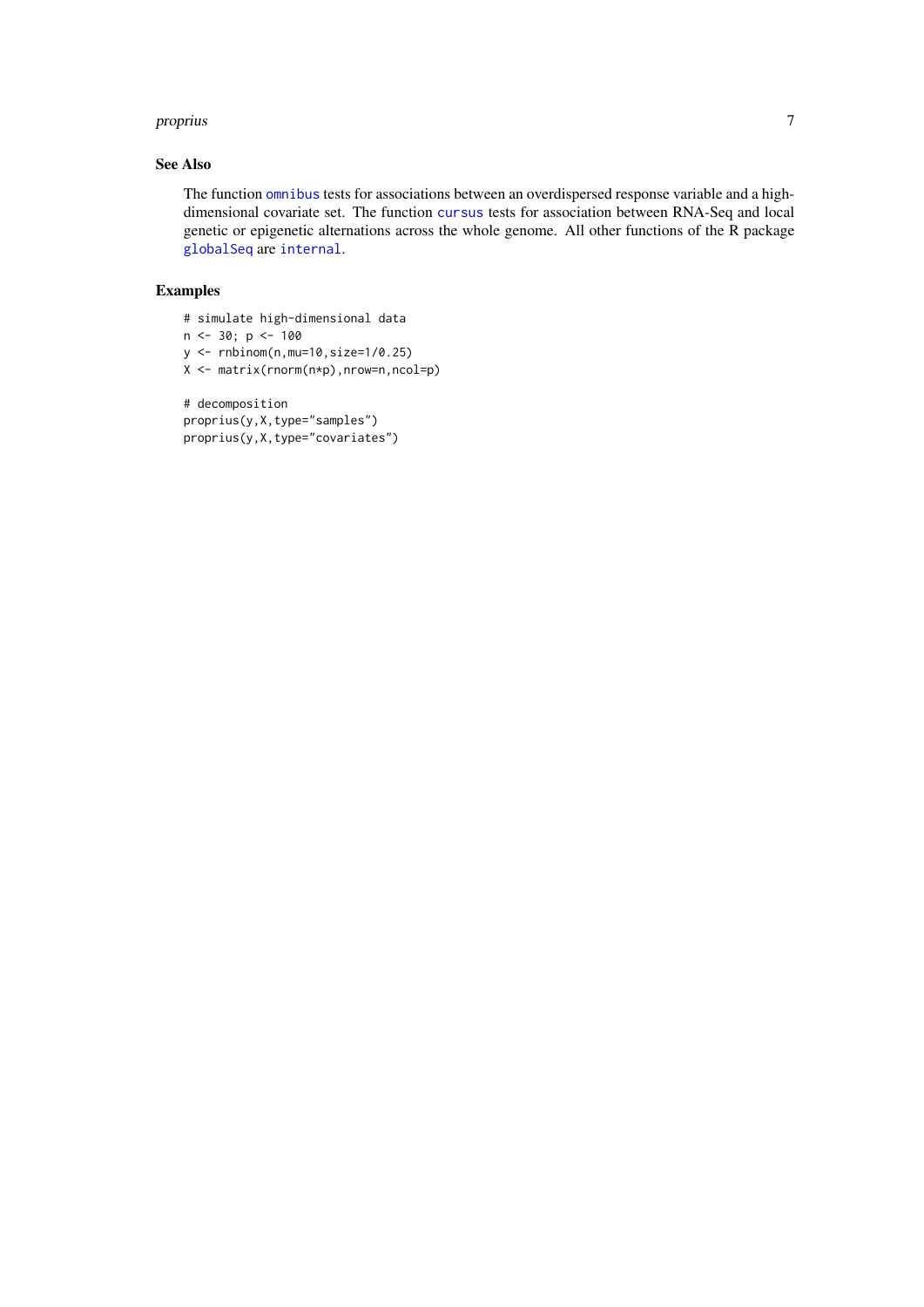### See Also

The function `omnibus` tests for associations between an overdispersed response variable and a high-dimensional covariate set. The function `cursus` tests for association between RNA-Seq and local genetic or epigenetic alternations across the whole genome. All other functions of the R package `globalSeq` are `internal`.

### Examples

```
# simulate high-dimensional data
n <- 30; p <- 100
y <- rnbinom(n,mu=10,size=1/0.25)
X <- matrix(rnorm(n*p),nrow=n,ncol=p)

# decomposition
proprius(y,X,type="samples")
proprius(y,X,type="covariates")
```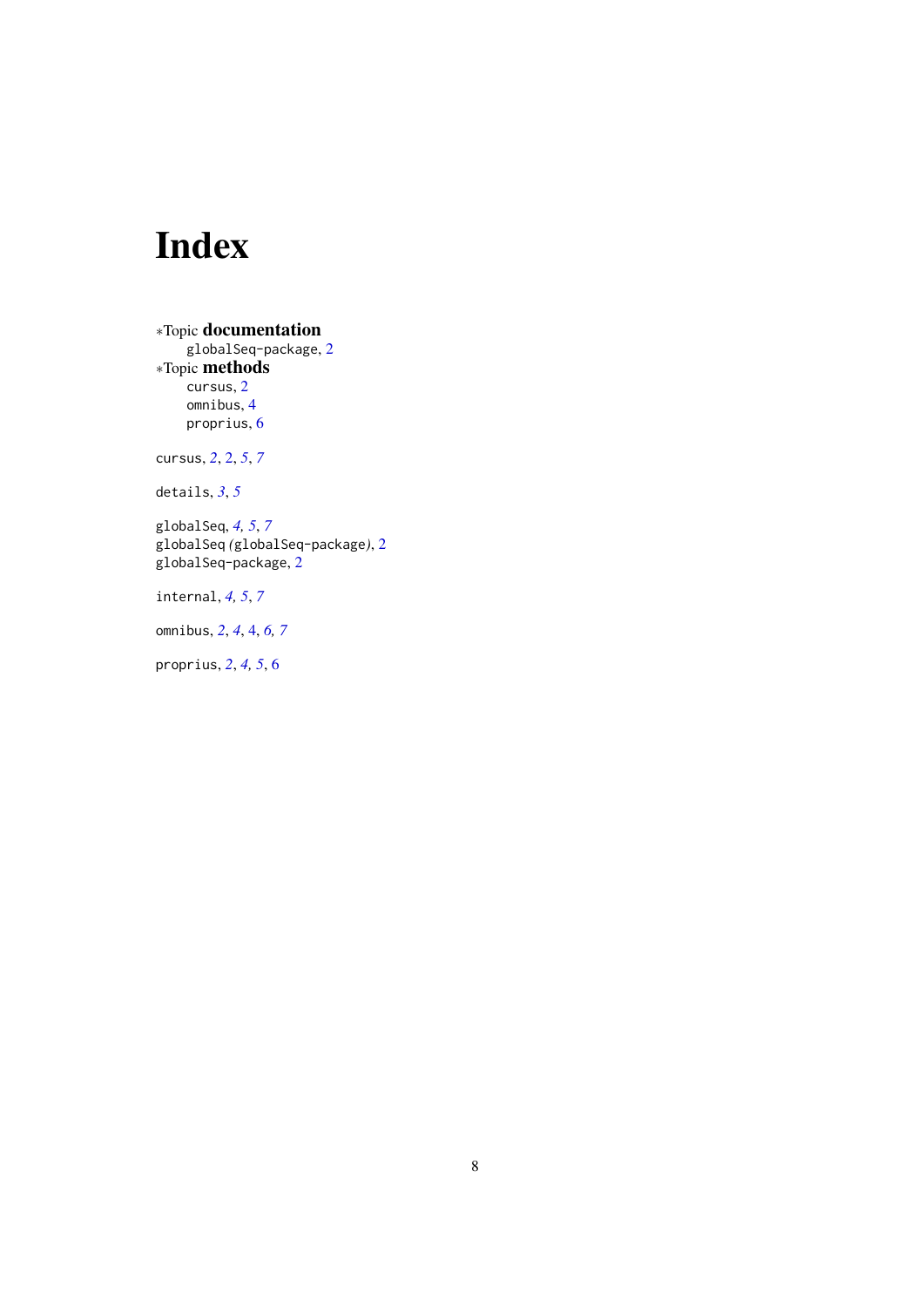# Index

∗Topic **documentation**
  globalSeq-package, 2
∗Topic **methods**
  cursus, 2
  omnibus, 4
  proprius, 6

cursus, *2*, 2, *5*, *7*

details, *3*, *5*

globalSeq, *4, 5*, *7*
globalSeq *(*globalSeq-package*)*, 2
globalSeq-package, 2

internal, *4, 5*, *7*

omnibus, *2*, *4*, 4, *6, 7*

proprius, *2*, *4, 5*, 6